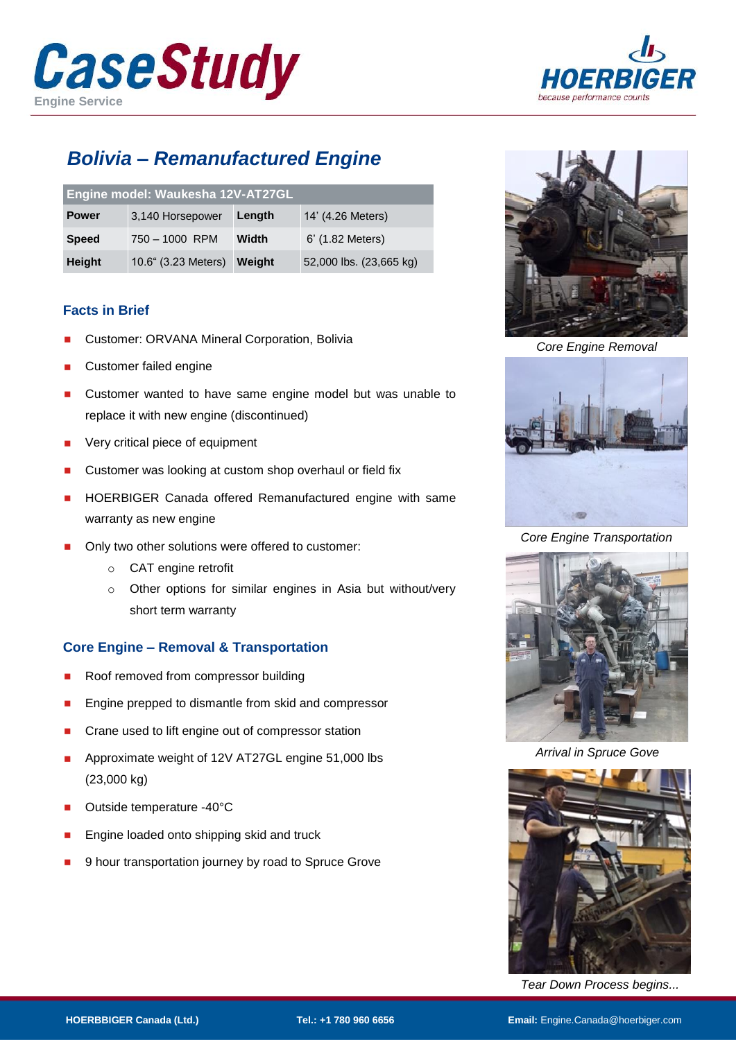# CaseStudy

Engine Service

HOERBIGER

because performance counts

## *Bolivia – Remanufactured Engine*

| Engine model: Waukesha 12V-AT27GL | | | |
|---|---|---|---|
| **Power** | 3,140 Horsepower | **Length** | 14' (4.26 Meters) |
| **Speed** | 750 – 1000 RPM | **Width** | 6' (1.82 Meters) |
| **Height** | 10.6" (3.23 Meters) | **Weight** | 52,000 lbs. (23,665 kg) |

### Facts in Brief

- Customer: ORVANA Mineral Corporation, Bolivia
- Customer failed engine
- Customer wanted to have same engine model but was unable to replace it with new engine (discontinued)
- Very critical piece of equipment
- Customer was looking at custom shop overhaul or field fix
- HOERBIGER Canada offered Remanufactured engine with same warranty as new engine
- Only two other solutions were offered to customer:
  - CAT engine retrofit
  - Other options for similar engines in Asia but without/very short term warranty

### Core Engine – Removal & Transportation

- Roof removed from compressor building
- Engine prepped to dismantle from skid and compressor
- Crane used to lift engine out of compressor station
- Approximate weight of 12V AT27GL engine 51,000 lbs (23,000 kg)
- Outside temperature -40°C
- Engine loaded onto shipping skid and truck
- 9 hour transportation journey by road to Spruce Grove

*Core Engine Removal*

*Core Engine Transportation*

*Arrival in Spruce Gove*

*Tear Down Process begins...*

**HOERBBIGER Canada (Ltd.)** **Tel.: +1 780 960 6656** **Email:** Engine.Canada@hoerbiger.com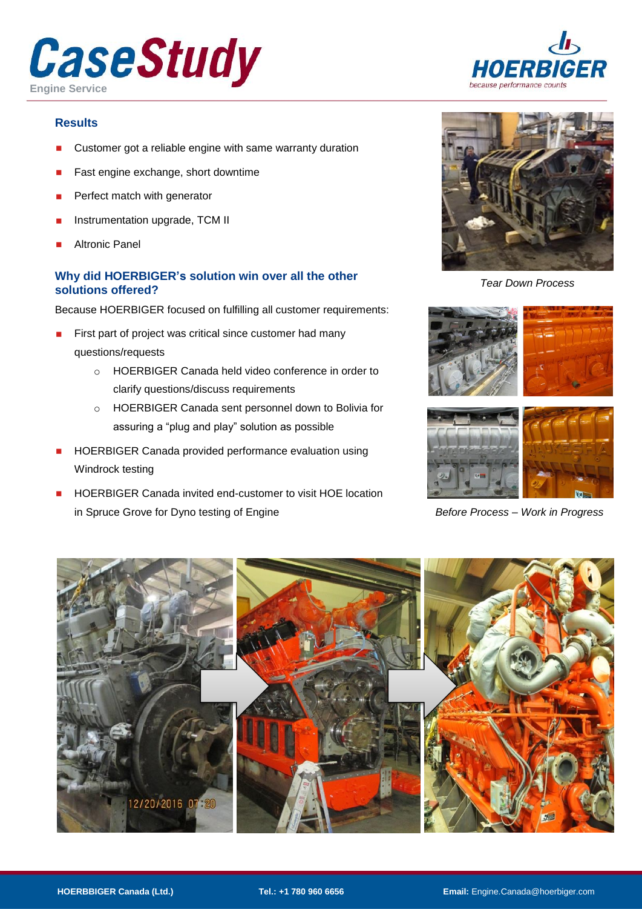# CaseStudy

Engine Service

HOERBIGER
because performance counts

## Results

- Customer got a reliable engine with same warranty duration
- Fast engine exchange, short downtime
- Perfect match with generator
- Instrumentation upgrade, TCM II
- Altronic Panel

## Why did HOERBIGER's solution win over all the other solutions offered?

Because HOERBIGER focused on fulfilling all customer requirements:

- First part of project was critical since customer had many questions/requests
  - HOERBIGER Canada held video conference in order to clarify questions/discuss requirements
  - HOERBIGER Canada sent personnel down to Bolivia for assuring a "plug and play" solution as possible
- HOERBIGER Canada provided performance evaluation using Windrock testing
- HOERBIGER Canada invited end-customer to visit HOE location in Spruce Grove for Dyno testing of Engine

*Tear Down Process*

*Before Process – Work in Progress*

12/20/2016 07:20

**HOERBBIGER Canada (Ltd.)** **Tel.: +1 780 960 6656** **Email:** Engine.Canada@hoerbiger.com